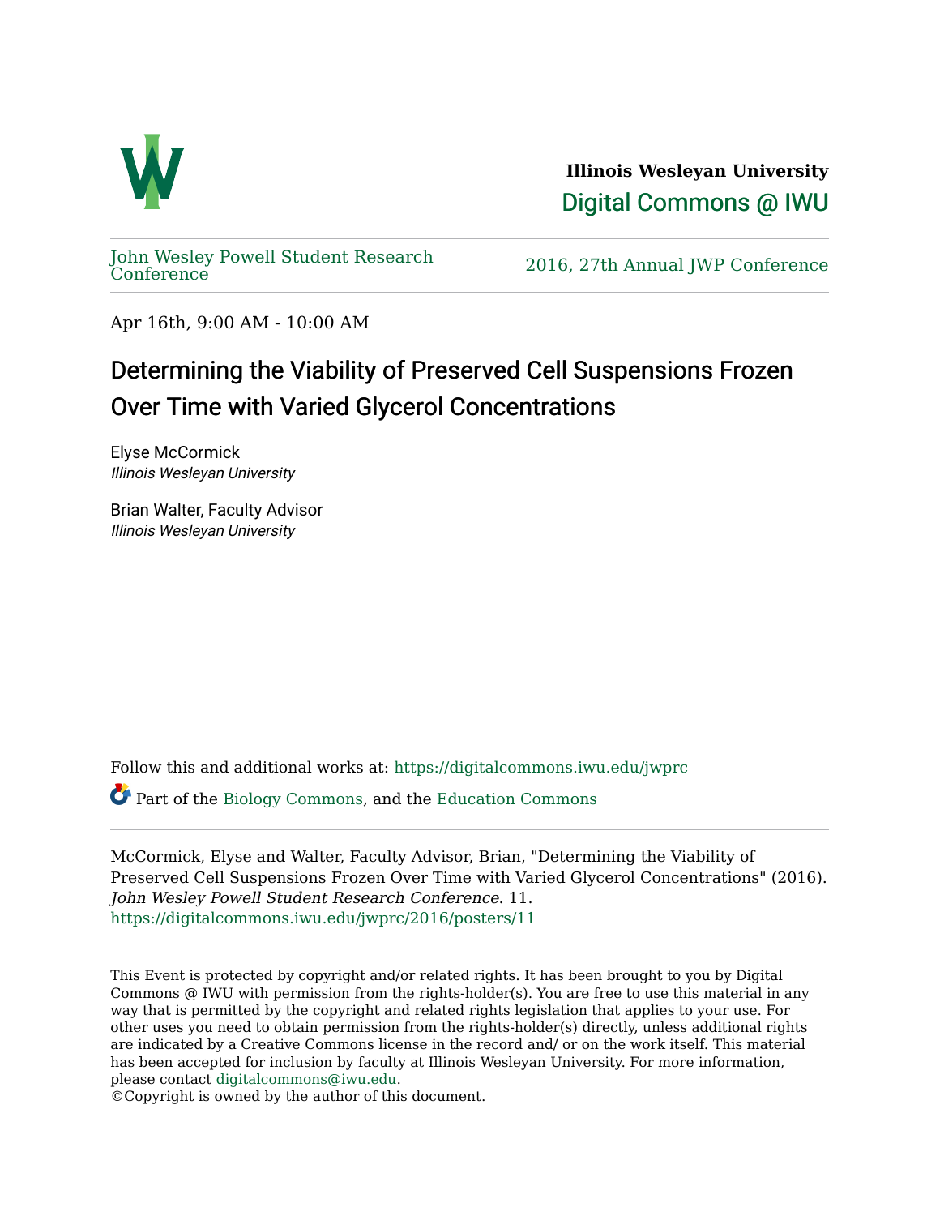**Illinois Wesleyan University**

Digital Commons @ IWU

John Wesley Powell Student Research Conference

2016, 27th Annual JWP Conference

Apr 16th, 9:00 AM - 10:00 AM

# Determining the Viability of Preserved Cell Suspensions Frozen Over Time with Varied Glycerol Concentrations

Elyse McCormick
*Illinois Wesleyan University*

Brian Walter, Faculty Advisor
*Illinois Wesleyan University*

Follow this and additional works at: https://digitalcommons.iwu.edu/jwprc

Part of the Biology Commons, and the Education Commons

McCormick, Elyse and Walter, Faculty Advisor, Brian, "Determining the Viability of Preserved Cell Suspensions Frozen Over Time with Varied Glycerol Concentrations" (2016). *John Wesley Powell Student Research Conference*. 11.
https://digitalcommons.iwu.edu/jwprc/2016/posters/11

This Event is protected by copyright and/or related rights. It has been brought to you by Digital Commons @ IWU with permission from the rights-holder(s). You are free to use this material in any way that is permitted by the copyright and related rights legislation that applies to your use. For other uses you need to obtain permission from the rights-holder(s) directly, unless additional rights are indicated by a Creative Commons license in the record and/ or on the work itself. This material has been accepted for inclusion by faculty at Illinois Wesleyan University. For more information, please contact digitalcommons@iwu.edu.
©Copyright is owned by the author of this document.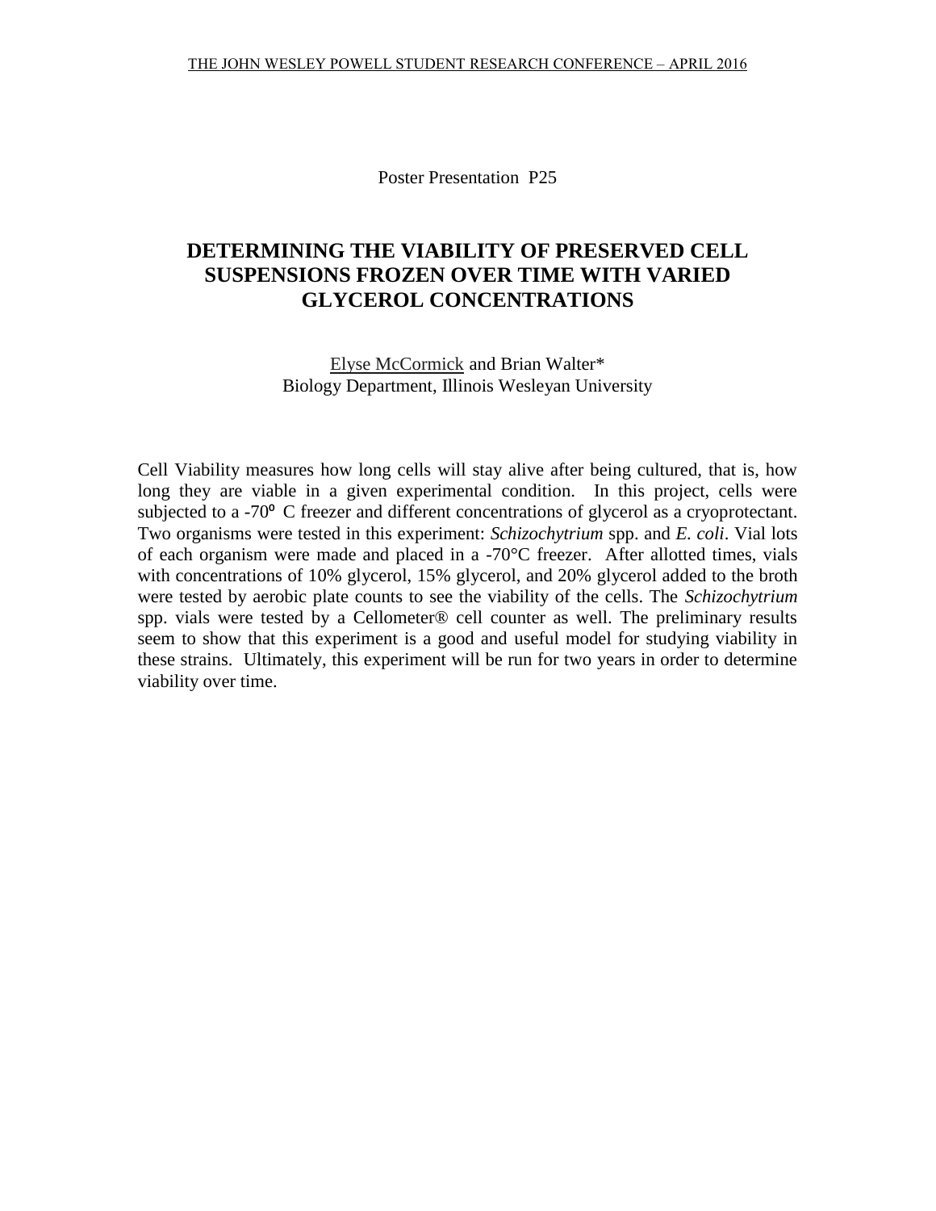Poster Presentation P25

# DETERMINING THE VIABILITY OF PRESERVED CELL SUSPENSIONS FROZEN OVER TIME WITH VARIED GLYCEROL CONCENTRATIONS

Elyse McCormick and Brian Walter*
Biology Department, Illinois Wesleyan University

Cell Viability measures how long cells will stay alive after being cultured, that is, how long they are viable in a given experimental condition. In this project, cells were subjected to a -70° C freezer and different concentrations of glycerol as a cryoprotectant. Two organisms were tested in this experiment: *Schizochytrium* spp. and *E. coli*. Vial lots of each organism were made and placed in a -70°C freezer. After allotted times, vials with concentrations of 10% glycerol, 15% glycerol, and 20% glycerol added to the broth were tested by aerobic plate counts to see the viability of the cells. The *Schizochytrium* spp. vials were tested by a Cellometer® cell counter as well. The preliminary results seem to show that this experiment is a good and useful model for studying viability in these strains. Ultimately, this experiment will be run for two years in order to determine viability over time.